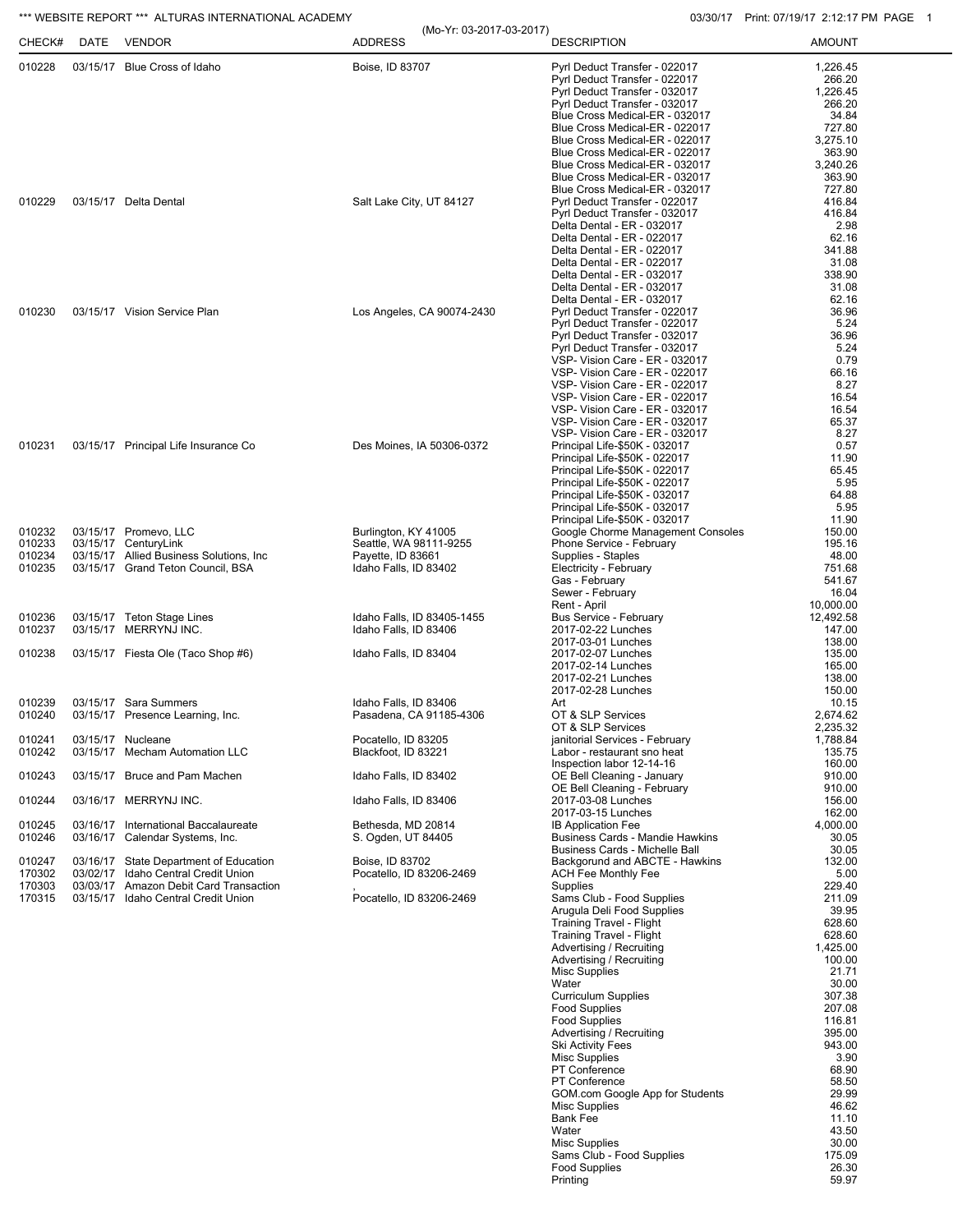*** WEBSITE REPORT *** ALTURAS INTERNATIONAL ACADEMY

(Mo-Yr: 03-2017-03-2017)

03/30/17 Print: 07/19/17 2:12:17 PM

| CHECK# | DATE | VENDOR | ADDRESS | DESCRIPTION | AMOUNT |
|---|---|---|---|---|---|
| 010228 | 03/15/17 | Blue Cross of Idaho | Boise, ID 83707 | Pyrl Deduct Transfer - 022017 | 1,226.45 |
| | | | | Pyrl Deduct Transfer - 022017 | 266.20 |
| | | | | Pyrl Deduct Transfer - 032017 | 1,226.45 |
| | | | | Pyrl Deduct Transfer - 032017 | 266.20 |
| | | | | Blue Cross Medical-ER - 032017 | 34.84 |
| | | | | Blue Cross Medical-ER - 022017 | 727.80 |
| | | | | Blue Cross Medical-ER - 022017 | 3,275.10 |
| | | | | Blue Cross Medical-ER - 022017 | 363.90 |
| | | | | Blue Cross Medical-ER - 032017 | 3,240.26 |
| | | | | Blue Cross Medical-ER - 032017 | 363.90 |
| | | | | Blue Cross Medical-ER - 032017 | 727.80 |
| 010229 | 03/15/17 | Delta Dental | Salt Lake City, UT 84127 | Pyrl Deduct Transfer - 022017 | 416.84 |
| | | | | Pyrl Deduct Transfer - 032017 | 416.84 |
| | | | | Delta Dental - ER - 032017 | 2.98 |
| | | | | Delta Dental - ER - 022017 | 62.16 |
| | | | | Delta Dental - ER - 022017 | 341.88 |
| | | | | Delta Dental - ER - 022017 | 31.08 |
| | | | | Delta Dental - ER - 032017 | 338.90 |
| | | | | Delta Dental - ER - 032017 | 31.08 |
| | | | | Delta Dental - ER - 032017 | 62.16 |
| 010230 | 03/15/17 | Vision Service Plan | Los Angeles, CA 90074-2430 | Pyrl Deduct Transfer - 022017 | 36.96 |
| | | | | Pyrl Deduct Transfer - 022017 | 5.24 |
| | | | | Pyrl Deduct Transfer - 032017 | 36.96 |
| | | | | Pyrl Deduct Transfer - 032017 | 5.24 |
| | | | | VSP- Vision Care - ER - 032017 | 0.79 |
| | | | | VSP- Vision Care - ER - 022017 | 66.16 |
| | | | | VSP- Vision Care - ER - 022017 | 8.27 |
| | | | | VSP- Vision Care - ER - 022017 | 16.54 |
| | | | | VSP- Vision Care - ER - 032017 | 16.54 |
| | | | | VSP- Vision Care - ER - 032017 | 65.37 |
| | | | | VSP- Vision Care - ER - 032017 | 8.27 |
| 010231 | 03/15/17 | Principal Life Insurance Co | Des Moines, IA 50306-0372 | Principal Life-$50K - 032017 | 0.57 |
| | | | | Principal Life-$50K - 022017 | 11.90 |
| | | | | Principal Life-$50K - 022017 | 65.45 |
| | | | | Principal Life-$50K - 022017 | 5.95 |
| | | | | Principal Life-$50K - 032017 | 64.88 |
| | | | | Principal Life-$50K - 032017 | 5.95 |
| | | | | Principal Life-$50K - 032017 | 11.90 |
| 010232 | 03/15/17 | Promevo, LLC | Burlington, KY 41005 | Google Chorme Management Consoles | 150.00 |
| 010233 | 03/15/17 | CenturyLink | Seattle, WA 98111-9255 | Phone Service - February | 195.16 |
| 010234 | 03/15/17 | Allied Business Solutions, Inc | Payette, ID 83661 | Supplies - Staples | 48.00 |
| 010235 | 03/15/17 | Grand Teton Council, BSA | Idaho Falls, ID 83402 | Electricity - February | 751.68 |
| | | | | Gas - February | 541.67 |
| | | | | Sewer - February | 16.04 |
| | | | | Rent - April | 10,000.00 |
| 010236 | 03/15/17 | Teton Stage Lines | Idaho Falls, ID 83405-1455 | Bus Service - February | 12,492.58 |
| 010237 | 03/15/17 | MERRYNJ INC. | Idaho Falls, ID 83406 | 2017-02-22 Lunches | 147.00 |
| | | | | 2017-03-01 Lunches | 138.00 |
| 010238 | 03/15/17 | Fiesta Ole (Taco Shop #6) | Idaho Falls, ID 83404 | 2017-02-07 Lunches | 135.00 |
| | | | | 2017-02-14 Lunches | 165.00 |
| | | | | 2017-02-21 Lunches | 138.00 |
| | | | | 2017-02-28 Lunches | 150.00 |
| 010239 | 03/15/17 | Sara Summers | Idaho Falls, ID 83406 | Art | 10.15 |
| 010240 | 03/15/17 | Presence Learning, Inc. | Pasadena, CA 91185-4306 | OT & SLP Services | 2,674.62 |
| | | | | OT & SLP Services | 2,235.32 |
| 010241 | 03/15/17 | Nucleane | Pocatello, ID 83205 | janitorial Services - February | 1,788.84 |
| 010242 | 03/15/17 | Mecham Automation LLC | Blackfoot, ID 83221 | Labor - restaurant sno heat | 135.75 |
| | | | | Inspection labor 12-14-16 | 160.00 |
| 010243 | 03/15/17 | Bruce and Pam Machen | Idaho Falls, ID 83402 | OE Bell Cleaning - January | 910.00 |
| | | | | OE Bell Cleaning - February | 910.00 |
| 010244 | 03/16/17 | MERRYNJ INC. | Idaho Falls, ID 83406 | 2017-03-08 Lunches | 156.00 |
| | | | | 2017-03-15 Lunches | 162.00 |
| 010245 | 03/16/17 | International Baccalaureate | Bethesda, MD 20814 | IB Application Fee | 4,000.00 |
| 010246 | 03/16/17 | Calendar Systems, Inc. | S. Ogden, UT 84405 | Business Cards - Mandie Hawkins | 30.05 |
| | | | | Business Cards - Michelle Ball | 30.05 |
| 010247 | 03/16/17 | State Department of Education | Boise, ID 83702 | Backgorund and ABCTE - Hawkins | 132.00 |
| 170302 | 03/02/17 | Idaho Central Credit Union | Pocatello, ID 83206-2469 | ACH Fee Monthly Fee | 5.00 |
| 170303 | 03/03/17 | Amazon Debit Card Transaction | , | Supplies | 229.40 |
| 170315 | 03/15/17 | Idaho Central Credit Union | Pocatello, ID 83206-2469 | Sams Club - Food Supplies | 211.09 |
| | | | | Arugula Deli Food Supplies | 39.95 |
| | | | | Training Travel - Flight | 628.60 |
| | | | | Training Travel - Flight | 628.60 |
| | | | | Advertising / Recruiting | 1,425.00 |
| | | | | Advertising / Recruiting | 100.00 |
| | | | | Misc Supplies | 21.71 |
| | | | | Water | 30.00 |
| | | | | Curriculum Supplies | 307.38 |
| | | | | Food Supplies | 207.08 |
| | | | | Food Supplies | 116.81 |
| | | | | Advertising / Recruiting | 395.00 |
| | | | | Ski Activity Fees | 943.00 |
| | | | | Misc Supplies | 3.90 |
| | | | | PT Conference | 68.90 |
| | | | | PT Conference | 58.50 |
| | | | | GOM.com Google App for Students | 29.99 |
| | | | | Misc Supplies | 46.62 |
| | | | | Bank Fee | 11.10 |
| | | | | Water | 43.50 |
| | | | | Misc Supplies | 30.00 |
| | | | | Sams Club - Food Supplies | 175.09 |
| | | | | Food Supplies | 26.30 |
| | | | | Printing | 59.97 |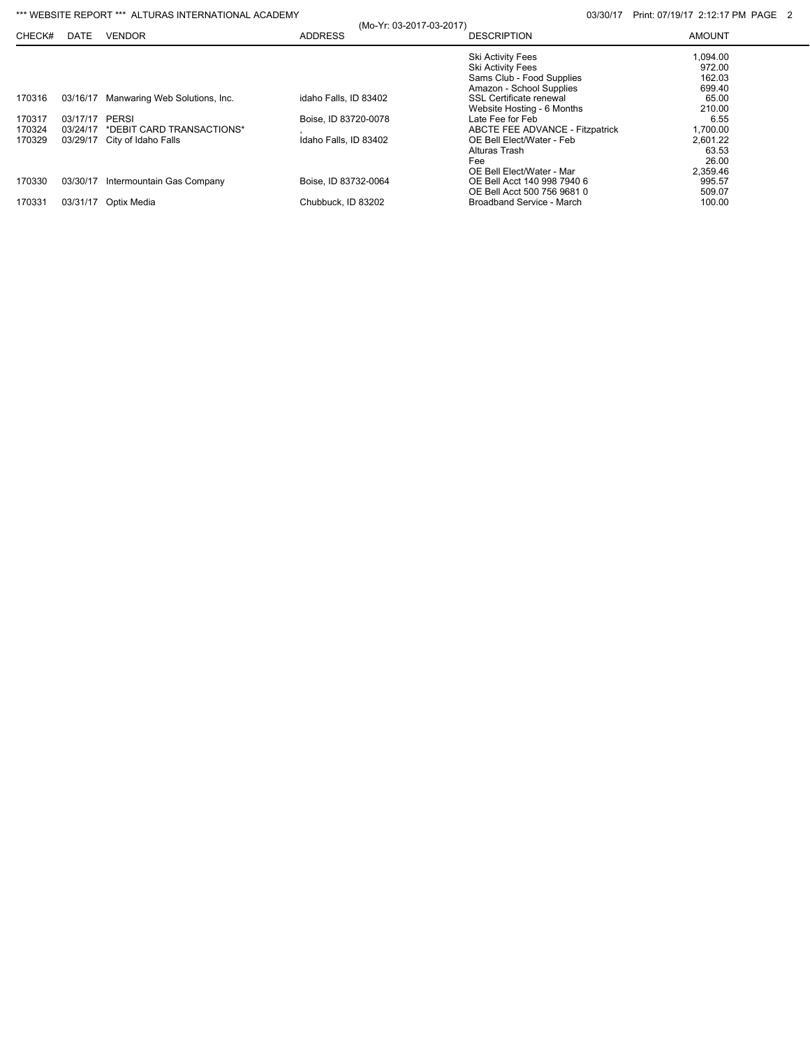| CHECK# | DATE | VENDOR | ADDRESS | DESCRIPTION | AMOUNT |
|---|---|---|---|---|---|
| | | | | Ski Activity Fees | 1,094.00 |
| | | | | Ski Activity Fees | 972.00 |
| | | | | Sams Club - Food Supplies | 162.03 |
| | | | | Amazon - School Supplies | 699.40 |
| 170316 | 03/16/17 | Manwaring Web Solutions, Inc. | idaho Falls, ID 83402 | SSL Certificate renewal | 65.00 |
| | | | | Website Hosting - 6 Months | 210.00 |
| 170317 | 03/17/17 | PERSI | Boise, ID 83720-0078 | Late Fee for Feb | 6.55 |
| 170324 | 03/24/17 | *DEBIT CARD TRANSACTIONS* | , | ABCTE FEE ADVANCE - Fitzpatrick | 1,700.00 |
| 170329 | 03/29/17 | City of Idaho Falls | Idaho Falls, ID 83402 | OE Bell Elect/Water - Feb | 2,601.22 |
| | | | | Alturas Trash | 63.53 |
| | | | | Fee | 26.00 |
| | | | | OE Bell Elect/Water - Mar | 2,359.46 |
| 170330 | 03/30/17 | Intermountain Gas Company | Boise, ID 83732-0064 | OE Bell Acct 140 998 7940 6 | 995.57 |
| | | | | OE Bell Acct 500 756 9681 0 | 509.07 |
| 170331 | 03/31/17 | Optix Media | Chubbuck, ID 83202 | Broadband Service - March | 100.00 |